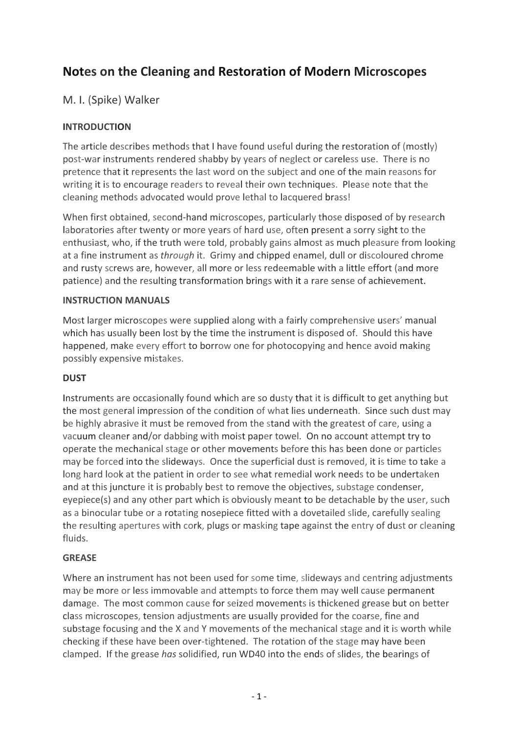# Notes on the Cleaning and Restoration of Modern Microscopes

M. I. (Spike) Walker

## INTRODUCTION

The article describes methods that I have found useful during the restoration of (mostly) post-war instruments rendered shabby by years of neglect or careless use. There is no pretence that it represents the last word on the subject and one of the main reasons for writing it is to encourage readers to reveal their own techniques. Please note that the cleaning methods advocated would prove lethal to lacquered brass!

When first obtained, second-hand microscopes, particularly those disposed of by research laboratories after twenty or more years of hard use, often present a sorry sight to the enthusiast, who, if the truth were told, probably gains almost as much pleasure from looking at a fine instrument as *through* it. Grimy and chipped enamel, dull or discoloured chrome and rusty screws are, however, all more or less redeemable with a little effort (and more patience) and the resulting transformation brings with it a rare sense of achievement.

## INSTRUCTION MANUALS

Most larger microscopes were supplied along with a fairly comprehensive users' manual which has usually been lost by the time the instrument is disposed of. Should this have happened, make every effort to borrow one for photocopying and hence avoid making possibly expensive mistakes.

## DUST

Instruments are occasionally found which are so dusty that it is difficult to get anything but the most general impression of the condition of what lies underneath. Since such dust may be highly abrasive it must be removed from the stand with the greatest of care, using a vacuum cleaner and/or dabbing with moist paper towel. On no account attempt try to operate the mechanical stage or other movements before this has been done or particles may be forced into the slideways. Once the superficial dust is removed, it is time to take a long hard look at the patient in order to see what remedial work needs to be undertaken and at this juncture it is probably best to remove the objectives, substage condenser, eyepiece(s) and any other part which is obviously meant to be detachable by the user, such as a binocular tube or a rotating nosepiece fitted with a dovetailed slide, carefully sealing the resulting apertures with cork, plugs or masking tape against the entry of dust or cleaning fluids.

## GREASE

Where an instrument has not been used for some time, slideways and centring adjustments may be more or less immovable and attempts to force them may well cause permanent damage. The most common cause for seized movements is thickened grease but on better class microscopes, tension adjustments are usually provided for the coarse, fine and substage focusing and the X and Y movements of the mechanical stage and it is worth while checking if these have been over-tightened. The rotation of the stage may have been clamped. If the grease *has* solidified, run WD40 into the ends of slides, the bearings of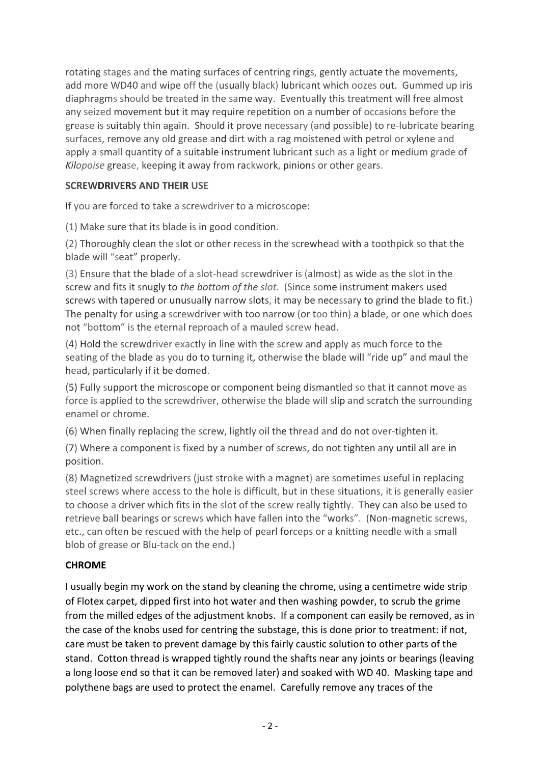rotating stages and the mating surfaces of centring rings, gently actuate the movements, add more WD40 and wipe off the (usually black) lubricant which oozes out. Gummed up iris diaphragms should be treated in the same way. Eventually this treatment will free almost any seized movement but it may require repetition on a number of occasions before the grease is suitably thin again. Should it prove necessary (and possible) to re-lubricate bearing surfaces, remove any old grease and dirt with a rag moistened with petrol or xylene and apply a small quantity of a suitable instrument lubricant such as a light or medium grade of *Kilopoise* grease, keeping it away from rackwork, pinions or other gears.

**SCREWDRIVERS AND THEIR USE**

If you are forced to take a screwdriver to a microscope:

(1) Make sure that its blade is in good condition.

(2) Thoroughly clean the slot or other recess in the screwhead with a toothpick so that the blade will "seat" properly.

(3) Ensure that the blade of a slot-head screwdriver is (almost) as wide as the slot in the screw and fits it snugly to *the bottom of the slot*. (Since some instrument makers used screws with tapered or unusually narrow slots, it may be necessary to grind the blade to fit.) The penalty for using a screwdriver with too narrow (or too thin) a blade, or one which does not "bottom" is the eternal reproach of a mauled screw head.

(4) Hold the screwdriver exactly in line with the screw and apply as much force to the seating of the blade as you do to turning it, otherwise the blade will "ride up" and maul the head, particularly if it be domed.

(5) Fully support the microscope or component being dismantled so that it cannot move as force is applied to the screwdriver, otherwise the blade will slip and scratch the surrounding enamel or chrome.

(6) When finally replacing the screw, lightly oil the thread and do not over-tighten it.

(7) Where a component is fixed by a number of screws, do not tighten any until all are in position.

(8) Magnetized screwdrivers (just stroke with a magnet) are sometimes useful in replacing steel screws where access to the hole is difficult, but in these situations, it is generally easier to choose a driver which fits in the slot of the screw really tightly. They can also be used to retrieve ball bearings or screws which have fallen into the "works". (Non-magnetic screws, etc., can often be rescued with the help of pearl forceps or a knitting needle with a small blob of grease or Blu-tack on the end.)

**CHROME**

I usually begin my work on the stand by cleaning the chrome, using a centimetre wide strip of Flotex carpet, dipped first into hot water and then washing powder, to scrub the grime from the milled edges of the adjustment knobs. If a component can easily be removed, as in the case of the knobs used for centring the substage, this is done prior to treatment: if not, care must be taken to prevent damage by this fairly caustic solution to other parts of the stand. Cotton thread is wrapped tightly round the shafts near any joints or bearings (leaving a long loose end so that it can be removed later) and soaked with WD 40. Masking tape and polythene bags are used to protect the enamel. Carefully remove any traces of the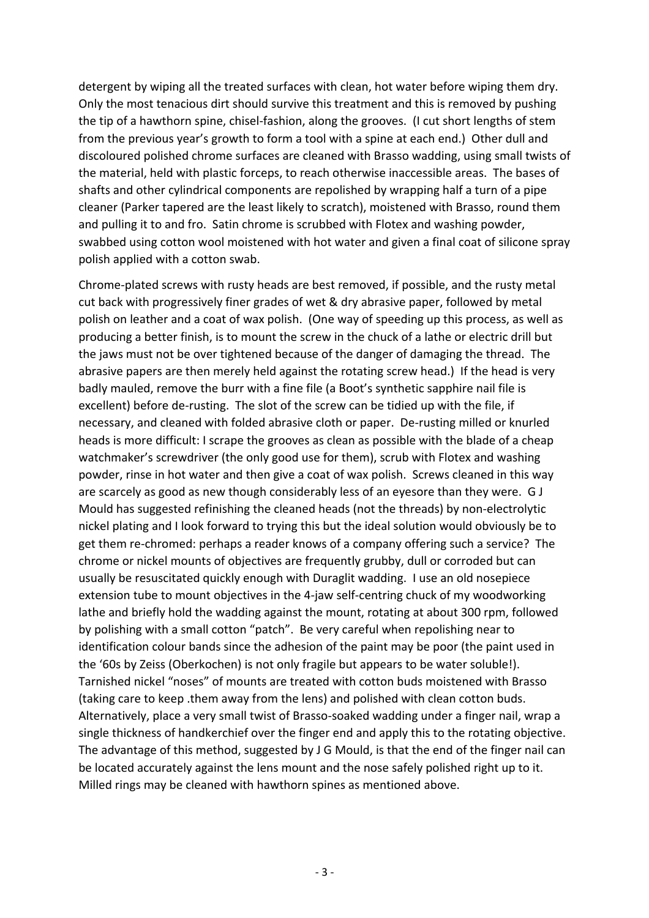detergent by wiping all the treated surfaces with clean, hot water before wiping them dry. Only the most tenacious dirt should survive this treatment and this is removed by pushing the tip of a hawthorn spine, chisel-fashion, along the grooves. (I cut short lengths of stem from the previous year's growth to form a tool with a spine at each end.) Other dull and discoloured polished chrome surfaces are cleaned with Brasso wadding, using small twists of the material, held with plastic forceps, to reach otherwise inaccessible areas. The bases of shafts and other cylindrical components are repolished by wrapping half a turn of a pipe cleaner (Parker tapered are the least likely to scratch), moistened with Brasso, round them and pulling it to and fro. Satin chrome is scrubbed with Flotex and washing powder, swabbed using cotton wool moistened with hot water and given a final coat of silicone spray polish applied with a cotton swab.

Chrome-plated screws with rusty heads are best removed, if possible, and the rusty metal cut back with progressively finer grades of wet & dry abrasive paper, followed by metal polish on leather and a coat of wax polish. (One way of speeding up this process, as well as producing a better finish, is to mount the screw in the chuck of a lathe or electric drill but the jaws must not be over tightened because of the danger of damaging the thread. The abrasive papers are then merely held against the rotating screw head.) If the head is very badly mauled, remove the burr with a fine file (a Boot's synthetic sapphire nail file is excellent) before de-rusting. The slot of the screw can be tidied up with the file, if necessary, and cleaned with folded abrasive cloth or paper. De-rusting milled or knurled heads is more difficult: I scrape the grooves as clean as possible with the blade of a cheap watchmaker's screwdriver (the only good use for them), scrub with Flotex and washing powder, rinse in hot water and then give a coat of wax polish. Screws cleaned in this way are scarcely as good as new though considerably less of an eyesore than they were. G J Mould has suggested refinishing the cleaned heads (not the threads) by non-electrolytic nickel plating and I look forward to trying this but the ideal solution would obviously be to get them re-chromed: perhaps a reader knows of a company offering such a service? The chrome or nickel mounts of objectives are frequently grubby, dull or corroded but can usually be resuscitated quickly enough with Duraglit wadding. I use an old nosepiece extension tube to mount objectives in the 4-jaw self-centring chuck of my woodworking lathe and briefly hold the wadding against the mount, rotating at about 300 rpm, followed by polishing with a small cotton "patch". Be very careful when repolishing near to identification colour bands since the adhesion of the paint may be poor (the paint used in the '60s by Zeiss (Oberkochen) is not only fragile but appears to be water soluble!). Tarnished nickel "noses" of mounts are treated with cotton buds moistened with Brasso (taking care to keep .them away from the lens) and polished with clean cotton buds. Alternatively, place a very small twist of Brasso-soaked wadding under a finger nail, wrap a single thickness of handkerchief over the finger end and apply this to the rotating objective. The advantage of this method, suggested by J G Mould, is that the end of the finger nail can be located accurately against the lens mount and the nose safely polished right up to it. Milled rings may be cleaned with hawthorn spines as mentioned above.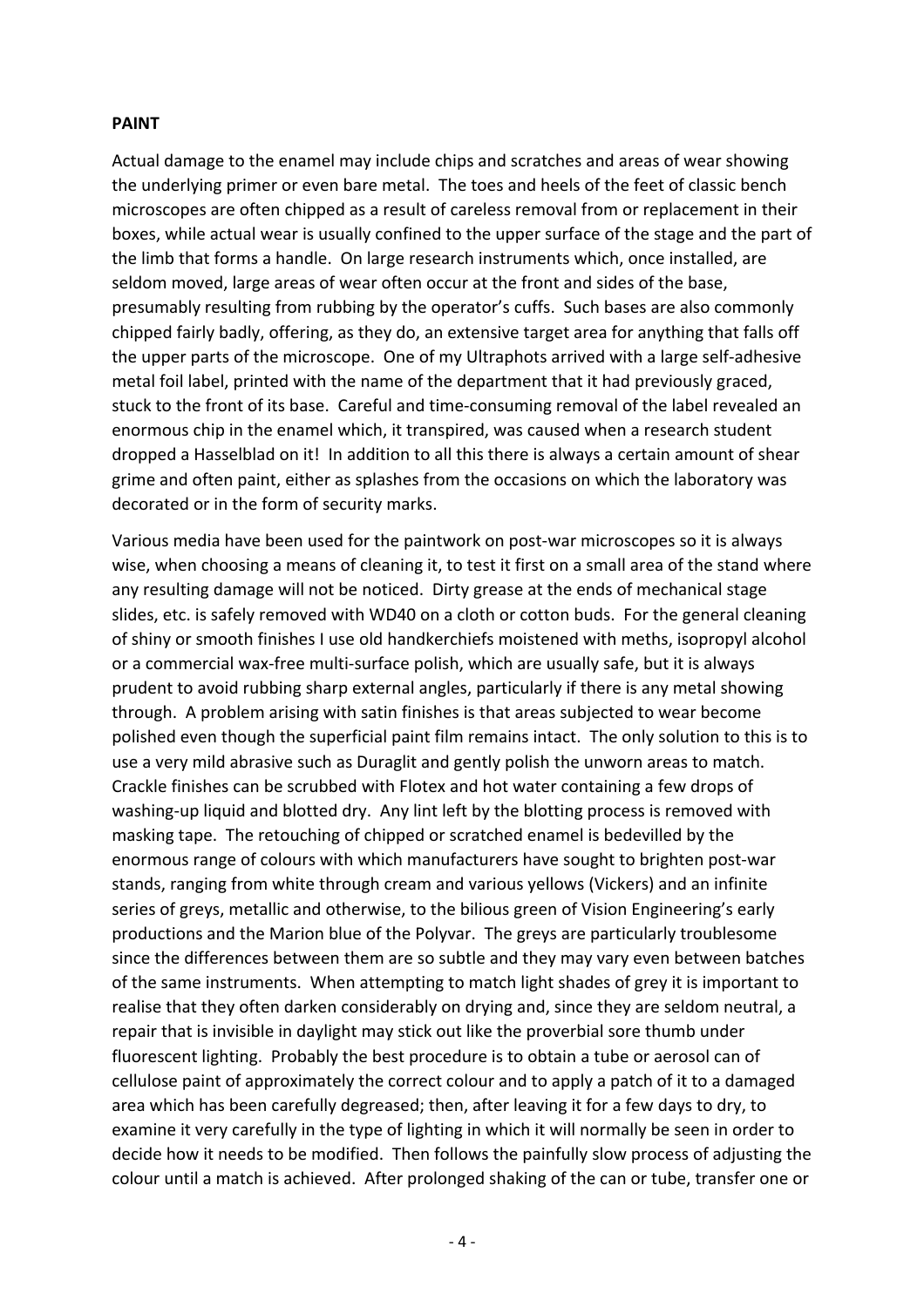**PAINT**

Actual damage to the enamel may include chips and scratches and areas of wear showing the underlying primer or even bare metal. The toes and heels of the feet of classic bench microscopes are often chipped as a result of careless removal from or replacement in their boxes, while actual wear is usually confined to the upper surface of the stage and the part of the limb that forms a handle. On large research instruments which, once installed, are seldom moved, large areas of wear often occur at the front and sides of the base, presumably resulting from rubbing by the operator's cuffs. Such bases are also commonly chipped fairly badly, offering, as they do, an extensive target area for anything that falls off the upper parts of the microscope. One of my Ultraphots arrived with a large self-adhesive metal foil label, printed with the name of the department that it had previously graced, stuck to the front of its base. Careful and time-consuming removal of the label revealed an enormous chip in the enamel which, it transpired, was caused when a research student dropped a Hasselblad on it! In addition to all this there is always a certain amount of shear grime and often paint, either as splashes from the occasions on which the laboratory was decorated or in the form of security marks.

Various media have been used for the paintwork on post-war microscopes so it is always wise, when choosing a means of cleaning it, to test it first on a small area of the stand where any resulting damage will not be noticed. Dirty grease at the ends of mechanical stage slides, etc. is safely removed with WD40 on a cloth or cotton buds. For the general cleaning of shiny or smooth finishes I use old handkerchiefs moistened with meths, isopropyl alcohol or a commercial wax-free multi-surface polish, which are usually safe, but it is always prudent to avoid rubbing sharp external angles, particularly if there is any metal showing through. A problem arising with satin finishes is that areas subjected to wear become polished even though the superficial paint film remains intact. The only solution to this is to use a very mild abrasive such as Duraglit and gently polish the unworn areas to match. Crackle finishes can be scrubbed with Flotex and hot water containing a few drops of washing-up liquid and blotted dry. Any lint left by the blotting process is removed with masking tape. The retouching of chipped or scratched enamel is bedevilled by the enormous range of colours with which manufacturers have sought to brighten post-war stands, ranging from white through cream and various yellows (Vickers) and an infinite series of greys, metallic and otherwise, to the bilious green of Vision Engineering's early productions and the Marion blue of the Polyvar. The greys are particularly troublesome since the differences between them are so subtle and they may vary even between batches of the same instruments. When attempting to match light shades of grey it is important to realise that they often darken considerably on drying and, since they are seldom neutral, a repair that is invisible in daylight may stick out like the proverbial sore thumb under fluorescent lighting. Probably the best procedure is to obtain a tube or aerosol can of cellulose paint of approximately the correct colour and to apply a patch of it to a damaged area which has been carefully degreased; then, after leaving it for a few days to dry, to examine it very carefully in the type of lighting in which it will normally be seen in order to decide how it needs to be modified. Then follows the painfully slow process of adjusting the colour until a match is achieved. After prolonged shaking of the can or tube, transfer one or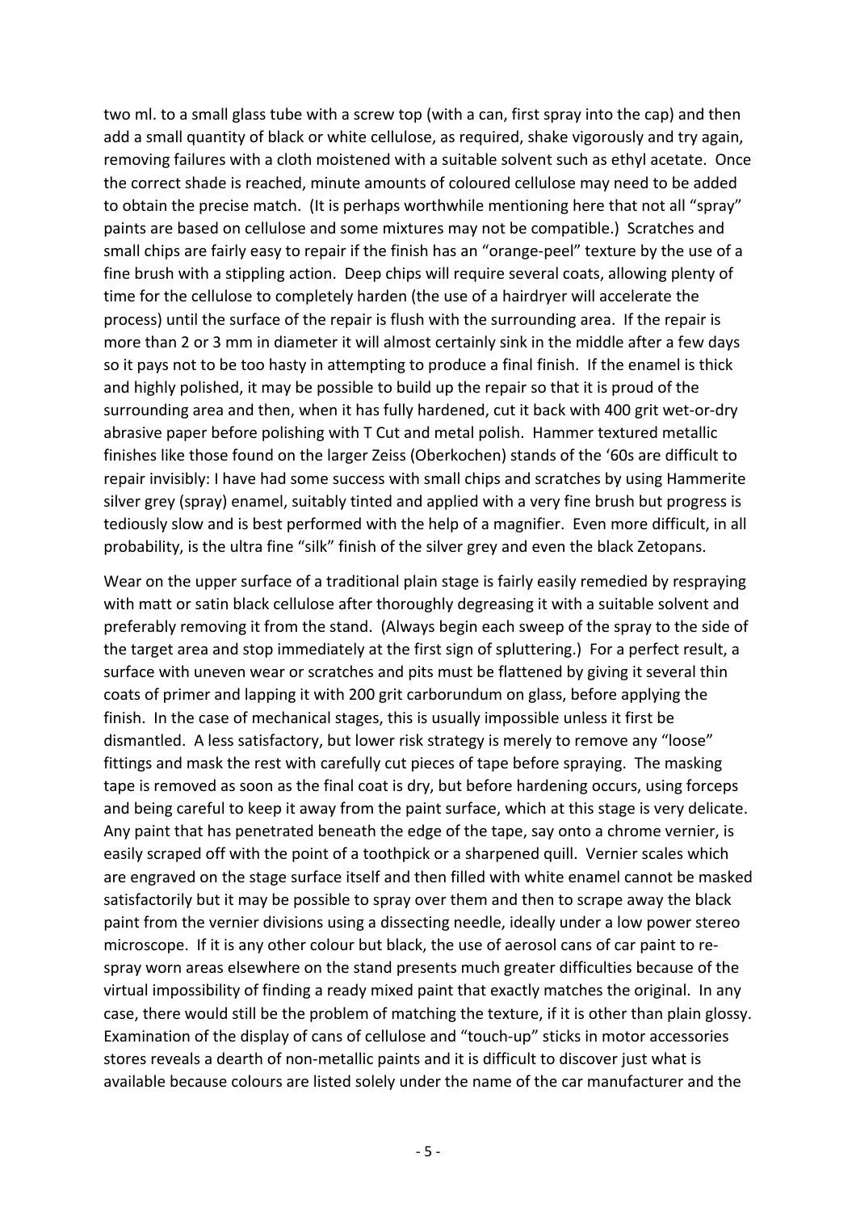two ml. to a small glass tube with a screw top (with a can, first spray into the cap) and then add a small quantity of black or white cellulose, as required, shake vigorously and try again, removing failures with a cloth moistened with a suitable solvent such as ethyl acetate. Once the correct shade is reached, minute amounts of coloured cellulose may need to be added to obtain the precise match. (It is perhaps worthwhile mentioning here that not all "spray" paints are based on cellulose and some mixtures may not be compatible.) Scratches and small chips are fairly easy to repair if the finish has an "orange-peel" texture by the use of a fine brush with a stippling action. Deep chips will require several coats, allowing plenty of time for the cellulose to completely harden (the use of a hairdryer will accelerate the process) until the surface of the repair is flush with the surrounding area. If the repair is more than 2 or 3 mm in diameter it will almost certainly sink in the middle after a few days so it pays not to be too hasty in attempting to produce a final finish. If the enamel is thick and highly polished, it may be possible to build up the repair so that it is proud of the surrounding area and then, when it has fully hardened, cut it back with 400 grit wet-or-dry abrasive paper before polishing with T Cut and metal polish. Hammer textured metallic finishes like those found on the larger Zeiss (Oberkochen) stands of the '60s are difficult to repair invisibly: I have had some success with small chips and scratches by using Hammerite silver grey (spray) enamel, suitably tinted and applied with a very fine brush but progress is tediously slow and is best performed with the help of a magnifier. Even more difficult, in all probability, is the ultra fine "silk" finish of the silver grey and even the black Zetopans.

Wear on the upper surface of a traditional plain stage is fairly easily remedied by respraying with matt or satin black cellulose after thoroughly degreasing it with a suitable solvent and preferably removing it from the stand. (Always begin each sweep of the spray to the side of the target area and stop immediately at the first sign of spluttering.) For a perfect result, a surface with uneven wear or scratches and pits must be flattened by giving it several thin coats of primer and lapping it with 200 grit carborundum on glass, before applying the finish. In the case of mechanical stages, this is usually impossible unless it first be dismantled. A less satisfactory, but lower risk strategy is merely to remove any "loose" fittings and mask the rest with carefully cut pieces of tape before spraying. The masking tape is removed as soon as the final coat is dry, but before hardening occurs, using forceps and being careful to keep it away from the paint surface, which at this stage is very delicate. Any paint that has penetrated beneath the edge of the tape, say onto a chrome vernier, is easily scraped off with the point of a toothpick or a sharpened quill. Vernier scales which are engraved on the stage surface itself and then filled with white enamel cannot be masked satisfactorily but it may be possible to spray over them and then to scrape away the black paint from the vernier divisions using a dissecting needle, ideally under a low power stereo microscope. If it is any other colour but black, the use of aerosol cans of car paint to re-spray worn areas elsewhere on the stand presents much greater difficulties because of the virtual impossibility of finding a ready mixed paint that exactly matches the original. In any case, there would still be the problem of matching the texture, if it is other than plain glossy. Examination of the display of cans of cellulose and "touch-up" sticks in motor accessories stores reveals a dearth of non-metallic paints and it is difficult to discover just what is available because colours are listed solely under the name of the car manufacturer and the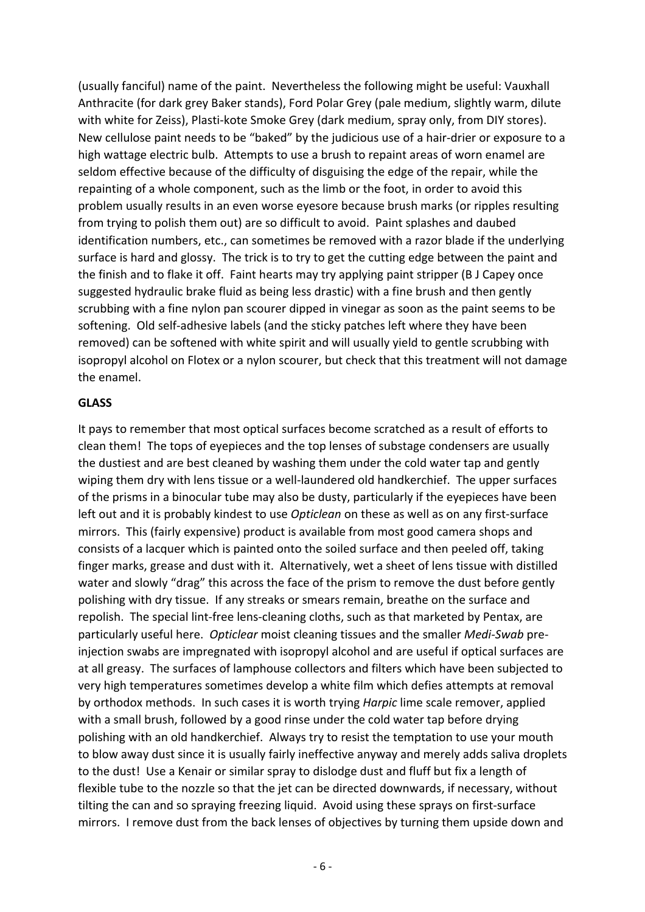(usually fanciful) name of the paint. Nevertheless the following might be useful: Vauxhall Anthracite (for dark grey Baker stands), Ford Polar Grey (pale medium, slightly warm, dilute with white for Zeiss), Plasti-kote Smoke Grey (dark medium, spray only, from DIY stores). New cellulose paint needs to be "baked" by the judicious use of a hair-drier or exposure to a high wattage electric bulb. Attempts to use a brush to repaint areas of worn enamel are seldom effective because of the difficulty of disguising the edge of the repair, while the repainting of a whole component, such as the limb or the foot, in order to avoid this problem usually results in an even worse eyesore because brush marks (or ripples resulting from trying to polish them out) are so difficult to avoid. Paint splashes and daubed identification numbers, etc., can sometimes be removed with a razor blade if the underlying surface is hard and glossy. The trick is to try to get the cutting edge between the paint and the finish and to flake it off. Faint hearts may try applying paint stripper (B J Capey once suggested hydraulic brake fluid as being less drastic) with a fine brush and then gently scrubbing with a fine nylon pan scourer dipped in vinegar as soon as the paint seems to be softening. Old self-adhesive labels (and the sticky patches left where they have been removed) can be softened with white spirit and will usually yield to gentle scrubbing with isopropyl alcohol on Flotex or a nylon scourer, but check that this treatment will not damage the enamel.

**GLASS**

It pays to remember that most optical surfaces become scratched as a result of efforts to clean them! The tops of eyepieces and the top lenses of substage condensers are usually the dustiest and are best cleaned by washing them under the cold water tap and gently wiping them dry with lens tissue or a well-laundered old handkerchief. The upper surfaces of the prisms in a binocular tube may also be dusty, particularly if the eyepieces have been left out and it is probably kindest to use *Opticlean* on these as well as on any first-surface mirrors. This (fairly expensive) product is available from most good camera shops and consists of a lacquer which is painted onto the soiled surface and then peeled off, taking finger marks, grease and dust with it. Alternatively, wet a sheet of lens tissue with distilled water and slowly "drag" this across the face of the prism to remove the dust before gently polishing with dry tissue. If any streaks or smears remain, breathe on the surface and repolish. The special lint-free lens-cleaning cloths, such as that marketed by Pentax, are particularly useful here. *Opticlear* moist cleaning tissues and the smaller *Medi-Swab* pre-injection swabs are impregnated with isopropyl alcohol and are useful if optical surfaces are at all greasy. The surfaces of lamphouse collectors and filters which have been subjected to very high temperatures sometimes develop a white film which defies attempts at removal by orthodox methods. In such cases it is worth trying *Harpic* lime scale remover, applied with a small brush, followed by a good rinse under the cold water tap before drying polishing with an old handkerchief. Always try to resist the temptation to use your mouth to blow away dust since it is usually fairly ineffective anyway and merely adds saliva droplets to the dust! Use a Kenair or similar spray to dislodge dust and fluff but fix a length of flexible tube to the nozzle so that the jet can be directed downwards, if necessary, without tilting the can and so spraying freezing liquid. Avoid using these sprays on first-surface mirrors. I remove dust from the back lenses of objectives by turning them upside down and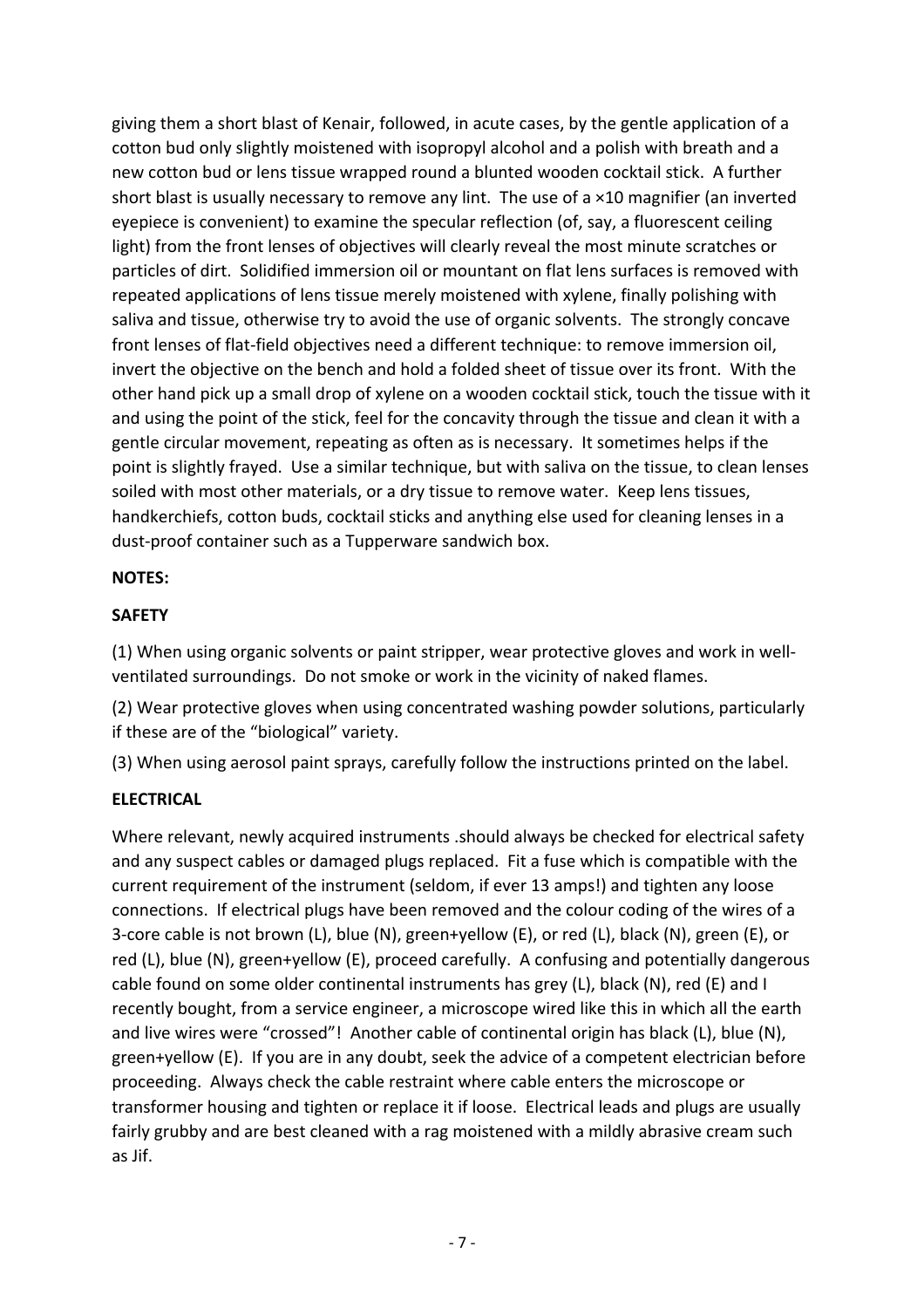giving them a short blast of Kenair, followed, in acute cases, by the gentle application of a cotton bud only slightly moistened with isopropyl alcohol and a polish with breath and a new cotton bud or lens tissue wrapped round a blunted wooden cocktail stick. A further short blast is usually necessary to remove any lint. The use of a ×10 magnifier (an inverted eyepiece is convenient) to examine the specular reflection (of, say, a fluorescent ceiling light) from the front lenses of objectives will clearly reveal the most minute scratches or particles of dirt. Solidified immersion oil or mountant on flat lens surfaces is removed with repeated applications of lens tissue merely moistened with xylene, finally polishing with saliva and tissue, otherwise try to avoid the use of organic solvents. The strongly concave front lenses of flat-field objectives need a different technique: to remove immersion oil, invert the objective on the bench and hold a folded sheet of tissue over its front. With the other hand pick up a small drop of xylene on a wooden cocktail stick, touch the tissue with it and using the point of the stick, feel for the concavity through the tissue and clean it with a gentle circular movement, repeating as often as is necessary. It sometimes helps if the point is slightly frayed. Use a similar technique, but with saliva on the tissue, to clean lenses soiled with most other materials, or a dry tissue to remove water. Keep lens tissues, handkerchiefs, cotton buds, cocktail sticks and anything else used for cleaning lenses in a dust-proof container such as a Tupperware sandwich box.

**NOTES:**

**SAFETY**

(1) When using organic solvents or paint stripper, wear protective gloves and work in well-ventilated surroundings. Do not smoke or work in the vicinity of naked flames.

(2) Wear protective gloves when using concentrated washing powder solutions, particularly if these are of the "biological" variety.

(3) When using aerosol paint sprays, carefully follow the instructions printed on the label.

**ELECTRICAL**

Where relevant, newly acquired instruments .should always be checked for electrical safety and any suspect cables or damaged plugs replaced. Fit a fuse which is compatible with the current requirement of the instrument (seldom, if ever 13 amps!) and tighten any loose connections. If electrical plugs have been removed and the colour coding of the wires of a 3-core cable is not brown (L), blue (N), green+yellow (E), or red (L), black (N), green (E), or red (L), blue (N), green+yellow (E), proceed carefully. A confusing and potentially dangerous cable found on some older continental instruments has grey (L), black (N), red (E) and I recently bought, from a service engineer, a microscope wired like this in which all the earth and live wires were "crossed"! Another cable of continental origin has black (L), blue (N), green+yellow (E). If you are in any doubt, seek the advice of a competent electrician before proceeding. Always check the cable restraint where cable enters the microscope or transformer housing and tighten or replace it if loose. Electrical leads and plugs are usually fairly grubby and are best cleaned with a rag moistened with a mildly abrasive cream such as Jif.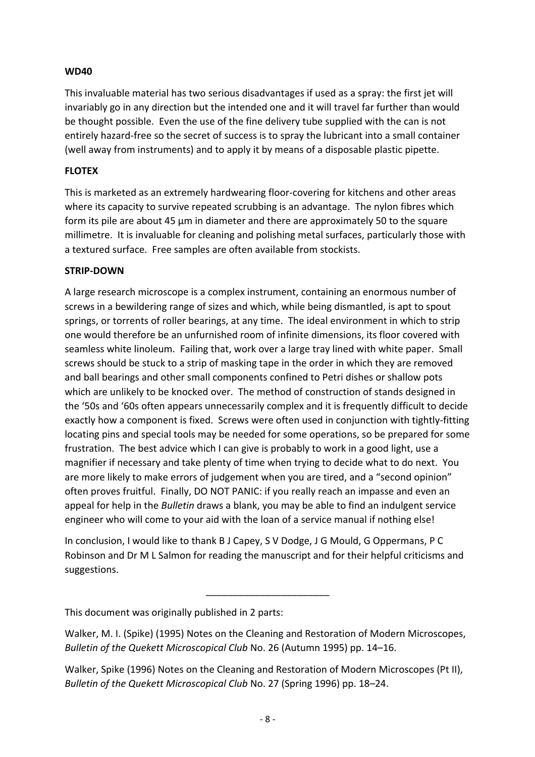**WD40**

This invaluable material has two serious disadvantages if used as a spray: the first jet will invariably go in any direction but the intended one and it will travel far further than would be thought possible. Even the use of the fine delivery tube supplied with the can is not entirely hazard-free so the secret of success is to spray the lubricant into a small container (well away from instruments) and to apply it by means of a disposable plastic pipette.

**FLOTEX**

This is marketed as an extremely hardwearing floor-covering for kitchens and other areas where its capacity to survive repeated scrubbing is an advantage. The nylon fibres which form its pile are about 45 µm in diameter and there are approximately 50 to the square millimetre. It is invaluable for cleaning and polishing metal surfaces, particularly those with a textured surface. Free samples are often available from stockists.

**STRIP-DOWN**

A large research microscope is a complex instrument, containing an enormous number of screws in a bewildering range of sizes and which, while being dismantled, is apt to spout springs, or torrents of roller bearings, at any time. The ideal environment in which to strip one would therefore be an unfurnished room of infinite dimensions, its floor covered with seamless white linoleum. Failing that, work over a large tray lined with white paper. Small screws should be stuck to a strip of masking tape in the order in which they are removed and ball bearings and other small components confined to Petri dishes or shallow pots which are unlikely to be knocked over. The method of construction of stands designed in the '50s and '60s often appears unnecessarily complex and it is frequently difficult to decide exactly how a component is fixed. Screws were often used in conjunction with tightly-fitting locating pins and special tools may be needed for some operations, so be prepared for some frustration. The best advice which I can give is probably to work in a good light, use a magnifier if necessary and take plenty of time when trying to decide what to do next. You are more likely to make errors of judgement when you are tired, and a "second opinion" often proves fruitful. Finally, DO NOT PANIC: if you really reach an impasse and even an appeal for help in the *Bulletin* draws a blank, you may be able to find an indulgent service engineer who will come to your aid with the loan of a service manual if nothing else!

In conclusion, I would like to thank B J Capey, S V Dodge, J G Mould, G Oppermans, P C Robinson and Dr M L Salmon for reading the manuscript and for their helpful criticisms and suggestions.

---

This document was originally published in 2 parts:

Walker, M. I. (Spike) (1995) Notes on the Cleaning and Restoration of Modern Microscopes, *Bulletin of the Quekett Microscopical Club* No. 26 (Autumn 1995) pp. 14–16.

Walker, Spike (1996) Notes on the Cleaning and Restoration of Modern Microscopes (Pt II), *Bulletin of the Quekett Microscopical Club* No. 27 (Spring 1996) pp. 18–24.